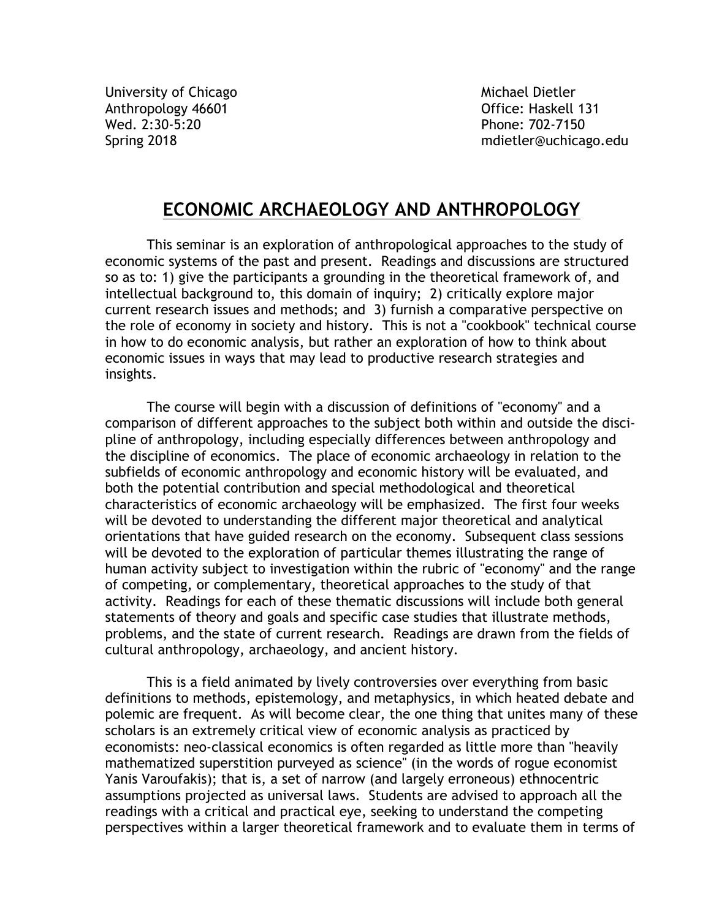University of Chicago
Anthropology 46601
Wed. 2:30-5:20
Spring 2018

Michael Dietler
Office: Haskell 131
Phone: 702-7150
mdietler@uchicago.edu

# ECONOMIC ARCHAEOLOGY AND ANTHROPOLOGY

This seminar is an exploration of anthropological approaches to the study of economic systems of the past and present. Readings and discussions are structured so as to: 1) give the participants a grounding in the theoretical framework of, and intellectual background to, this domain of inquiry; 2) critically explore major current research issues and methods; and 3) furnish a comparative perspective on the role of economy in society and history. This is not a "cookbook" technical course in how to do economic analysis, but rather an exploration of how to think about economic issues in ways that may lead to productive research strategies and insights.

The course will begin with a discussion of definitions of "economy" and a comparison of different approaches to the subject both within and outside the discipline of anthropology, including especially differences between anthropology and the discipline of economics. The place of economic archaeology in relation to the subfields of economic anthropology and economic history will be evaluated, and both the potential contribution and special methodological and theoretical characteristics of economic archaeology will be emphasized. The first four weeks will be devoted to understanding the different major theoretical and analytical orientations that have guided research on the economy. Subsequent class sessions will be devoted to the exploration of particular themes illustrating the range of human activity subject to investigation within the rubric of "economy" and the range of competing, or complementary, theoretical approaches to the study of that activity. Readings for each of these thematic discussions will include both general statements of theory and goals and specific case studies that illustrate methods, problems, and the state of current research. Readings are drawn from the fields of cultural anthropology, archaeology, and ancient history.

This is a field animated by lively controversies over everything from basic definitions to methods, epistemology, and metaphysics, in which heated debate and polemic are frequent. As will become clear, the one thing that unites many of these scholars is an extremely critical view of economic analysis as practiced by economists: neo-classical economics is often regarded as little more than "heavily mathematized superstition purveyed as science" (in the words of rogue economist Yanis Varoufakis); that is, a set of narrow (and largely erroneous) ethnocentric assumptions projected as universal laws. Students are advised to approach all the readings with a critical and practical eye, seeking to understand the competing perspectives within a larger theoretical framework and to evaluate them in terms of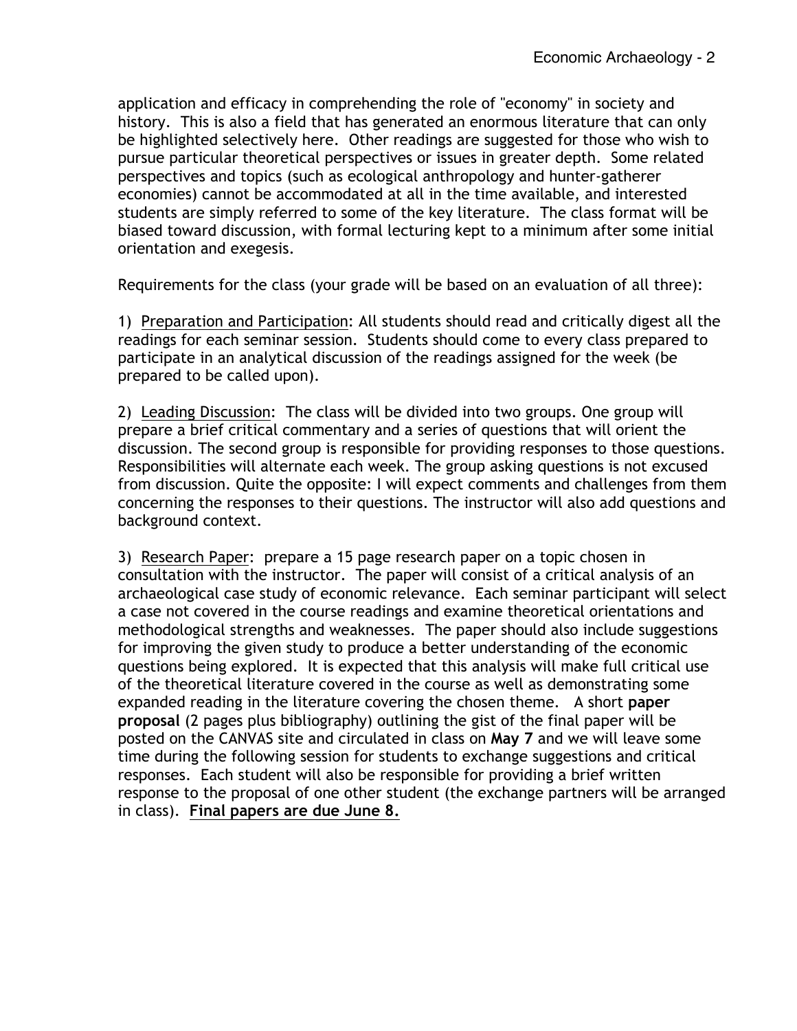application and efficacy in comprehending the role of "economy" in society and history. This is also a field that has generated an enormous literature that can only be highlighted selectively here. Other readings are suggested for those who wish to pursue particular theoretical perspectives or issues in greater depth. Some related perspectives and topics (such as ecological anthropology and hunter-gatherer economies) cannot be accommodated at all in the time available, and interested students are simply referred to some of the key literature. The class format will be biased toward discussion, with formal lecturing kept to a minimum after some initial orientation and exegesis.

Requirements for the class (your grade will be based on an evaluation of all three):

1) <u>Preparation and Participation</u>: All students should read and critically digest all the readings for each seminar session. Students should come to every class prepared to participate in an analytical discussion of the readings assigned for the week (be prepared to be called upon).

2) <u>Leading Discussion</u>: The class will be divided into two groups. One group will prepare a brief critical commentary and a series of questions that will orient the discussion. The second group is responsible for providing responses to those questions. Responsibilities will alternate each week. The group asking questions is not excused from discussion. Quite the opposite: I will expect comments and challenges from them concerning the responses to their questions. The instructor will also add questions and background context.

3) <u>Research Paper</u>: prepare a 15 page research paper on a topic chosen in consultation with the instructor. The paper will consist of a critical analysis of an archaeological case study of economic relevance. Each seminar participant will select a case not covered in the course readings and examine theoretical orientations and methodological strengths and weaknesses. The paper should also include suggestions for improving the given study to produce a better understanding of the economic questions being explored. It is expected that this analysis will make full critical use of the theoretical literature covered in the course as well as demonstrating some expanded reading in the literature covering the chosen theme. A short **paper proposal** (2 pages plus bibliography) outlining the gist of the final paper will be posted on the CANVAS site and circulated in class on **May 7** and we will leave some time during the following session for students to exchange suggestions and critical responses. Each student will also be responsible for providing a brief written response to the proposal of one other student (the exchange partners will be arranged in class). **<u>Final papers are due June 8.</u>**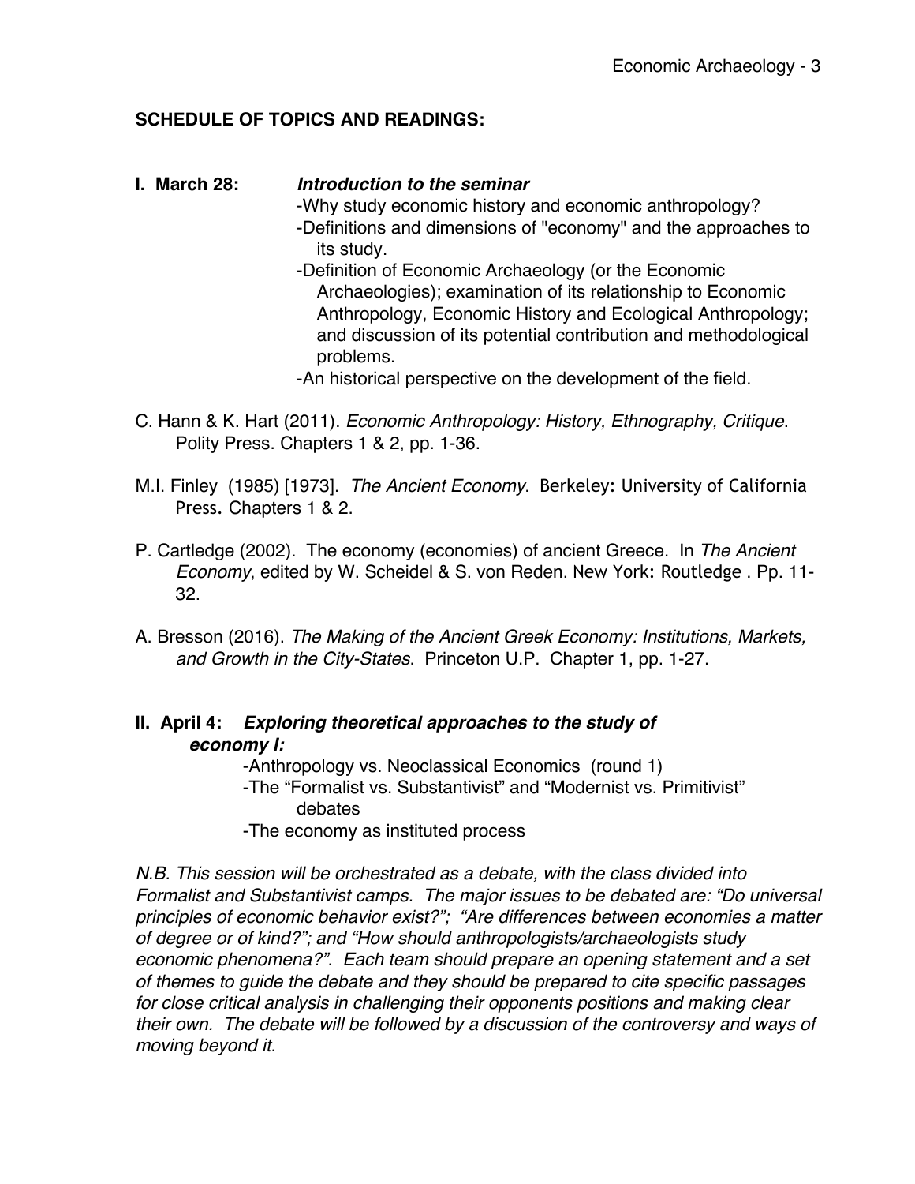## SCHEDULE OF TOPICS AND READINGS:

**I. March 28:** ***Introduction to the seminar***

- Why study economic history and economic anthropology?
- Definitions and dimensions of "economy" and the approaches to its study.
- Definition of Economic Archaeology (or the Economic Archaeologies); examination of its relationship to Economic Anthropology, Economic History and Ecological Anthropology; and discussion of its potential contribution and methodological problems.
- An historical perspective on the development of the field.

C. Hann & K. Hart (2011). *Economic Anthropology: History, Ethnography, Critique*. Polity Press. Chapters 1 & 2, pp. 1-36.

M.I. Finley (1985) [1973]. *The Ancient Economy*. Berkeley: University of California Press. Chapters 1 & 2.

P. Cartledge (2002). The economy (economies) of ancient Greece. In *The Ancient Economy*, edited by W. Scheidel & S. von Reden. New York: Routledge . Pp. 11-32.

A. Bresson (2016). *The Making of the Ancient Greek Economy: Institutions, Markets, and Growth in the City-States*. Princeton U.P. Chapter 1, pp. 1-27.

**II. April 4:** ***Exploring theoretical approaches to the study of economy I:***

- Anthropology vs. Neoclassical Economics (round 1)
- The "Formalist vs. Substantivist" and "Modernist vs. Primitivist" debates
- The economy as instituted process

*N.B. This session will be orchestrated as a debate, with the class divided into Formalist and Substantivist camps. The major issues to be debated are: "Do universal principles of economic behavior exist?"; "Are differences between economies a matter of degree or of kind?"; and "How should anthropologists/archaeologists study economic phenomena?". Each team should prepare an opening statement and a set of themes to guide the debate and they should be prepared to cite specific passages for close critical analysis in challenging their opponents positions and making clear their own. The debate will be followed by a discussion of the controversy and ways of moving beyond it.*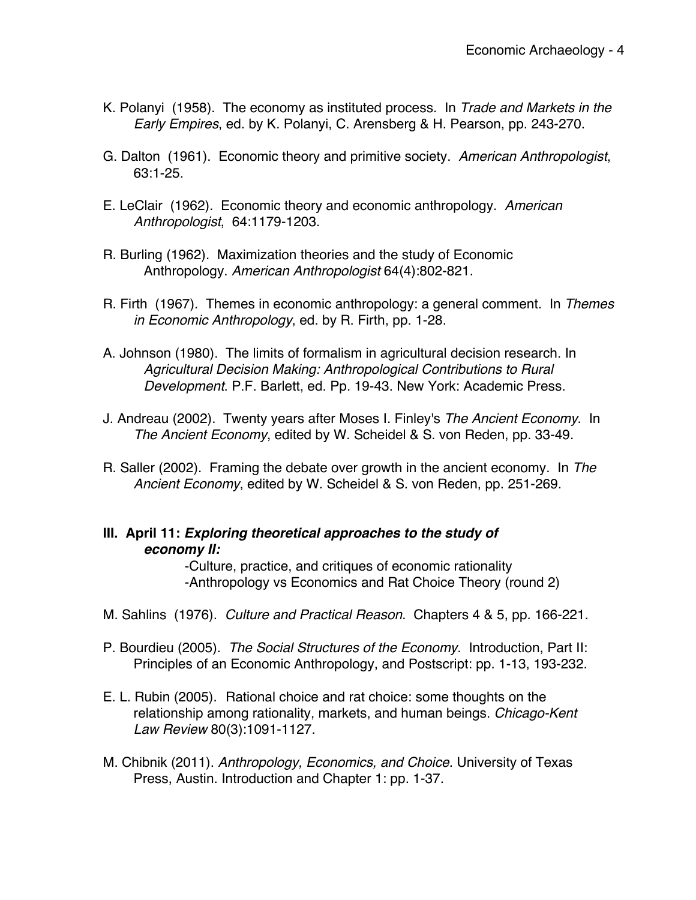K. Polanyi (1958). The economy as instituted process. In *Trade and Markets in the Early Empires*, ed. by K. Polanyi, C. Arensberg & H. Pearson, pp. 243-270.

G. Dalton (1961). Economic theory and primitive society. *American Anthropologist*, 63:1-25.

E. LeClair (1962). Economic theory and economic anthropology. *American Anthropologist*, 64:1179-1203.

R. Burling (1962). Maximization theories and the study of Economic Anthropology. *American Anthropologist* 64(4):802-821.

R. Firth (1967). Themes in economic anthropology: a general comment. In *Themes in Economic Anthropology*, ed. by R. Firth, pp. 1-28.

A. Johnson (1980). The limits of formalism in agricultural decision research. In *Agricultural Decision Making: Anthropological Contributions to Rural Development*. P.F. Barlett, ed. Pp. 19-43. New York: Academic Press.

J. Andreau (2002). Twenty years after Moses I. Finley's *The Ancient Economy*. In *The Ancient Economy*, edited by W. Scheidel & S. von Reden, pp. 33-49.

R. Saller (2002). Framing the debate over growth in the ancient economy. In *The Ancient Economy*, edited by W. Scheidel & S. von Reden, pp. 251-269.

### III. April 11: *Exploring theoretical approaches to the study of economy II:*

-Culture, practice, and critiques of economic rationality
-Anthropology vs Economics and Rat Choice Theory (round 2)

M. Sahlins (1976). *Culture and Practical Reason*. Chapters 4 & 5, pp. 166-221.

P. Bourdieu (2005). *The Social Structures of the Economy*. Introduction, Part II: Principles of an Economic Anthropology, and Postscript: pp. 1-13, 193-232.

E. L. Rubin (2005). Rational choice and rat choice: some thoughts on the relationship among rationality, markets, and human beings. *Chicago-Kent Law Review* 80(3):1091-1127.

M. Chibnik (2011). *Anthropology, Economics, and Choice*. University of Texas Press, Austin. Introduction and Chapter 1: pp. 1-37.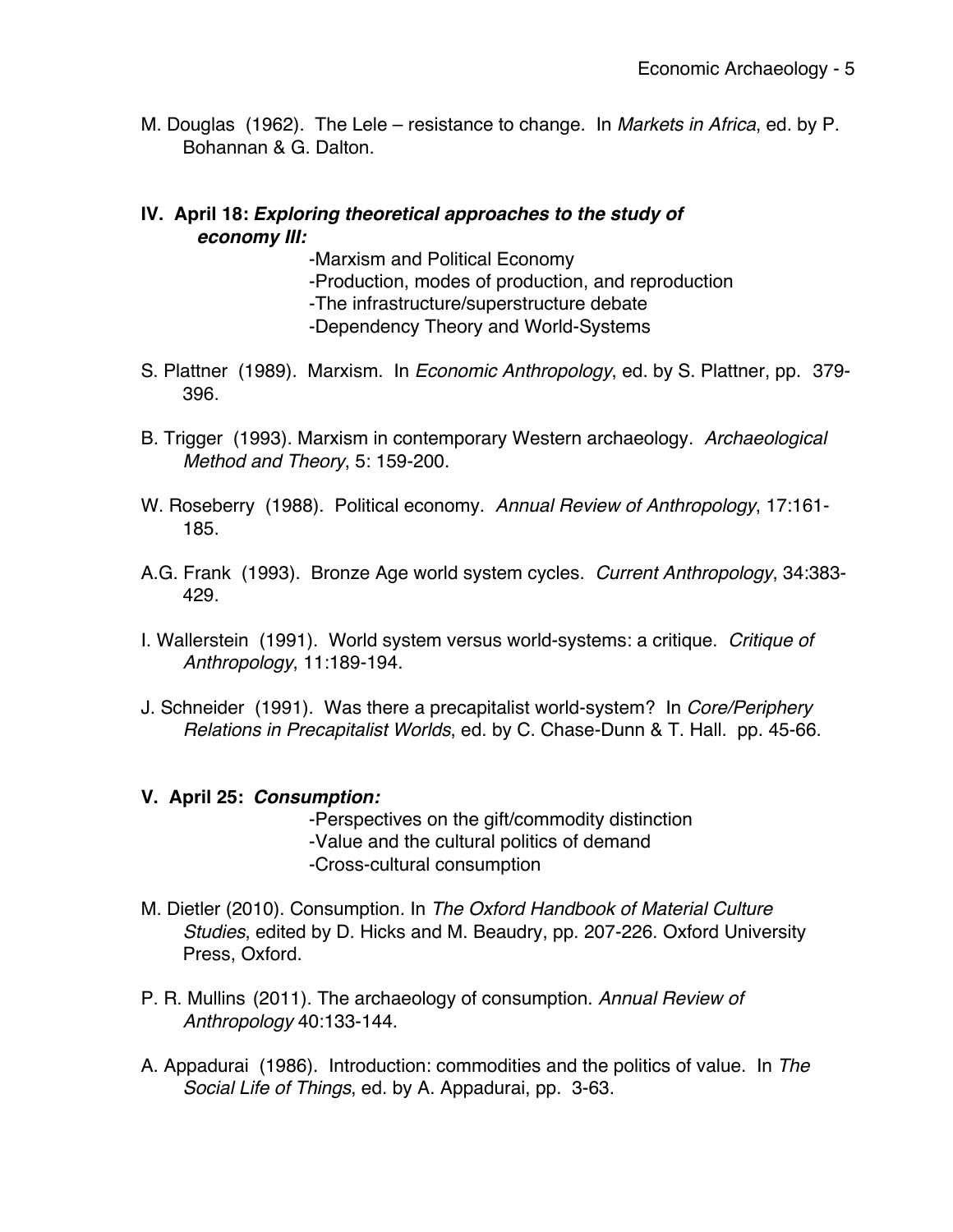M. Douglas (1962). The Lele – resistance to change. In *Markets in Africa*, ed. by P. Bohannan & G. Dalton.

### IV. April 18: ***Exploring theoretical approaches to the study of economy III:***

-Marxism and Political Economy
-Production, modes of production, and reproduction
-The infrastructure/superstructure debate
-Dependency Theory and World-Systems

S. Plattner (1989). Marxism. In *Economic Anthropology*, ed. by S. Plattner, pp. 379-396.

B. Trigger (1993). Marxism in contemporary Western archaeology. *Archaeological Method and Theory*, 5: 159-200.

W. Roseberry (1988). Political economy. *Annual Review of Anthropology*, 17:161-185.

A.G. Frank (1993). Bronze Age world system cycles. *Current Anthropology*, 34:383-429.

I. Wallerstein (1991). World system versus world-systems: a critique. *Critique of Anthropology*, 11:189-194.

J. Schneider (1991). Was there a precapitalist world-system? In *Core/Periphery Relations in Precapitalist Worlds*, ed. by C. Chase-Dunn & T. Hall. pp. 45-66.

### V. April 25: ***Consumption:***

-Perspectives on the gift/commodity distinction
-Value and the cultural politics of demand
-Cross-cultural consumption

M. Dietler (2010). Consumption. In *The Oxford Handbook of Material Culture Studies*, edited by D. Hicks and M. Beaudry, pp. 207-226. Oxford University Press, Oxford.

P. R. Mullins (2011). The archaeology of consumption. *Annual Review of Anthropology* 40:133-144.

A. Appadurai (1986). Introduction: commodities and the politics of value. In *The Social Life of Things*, ed. by A. Appadurai, pp. 3-63.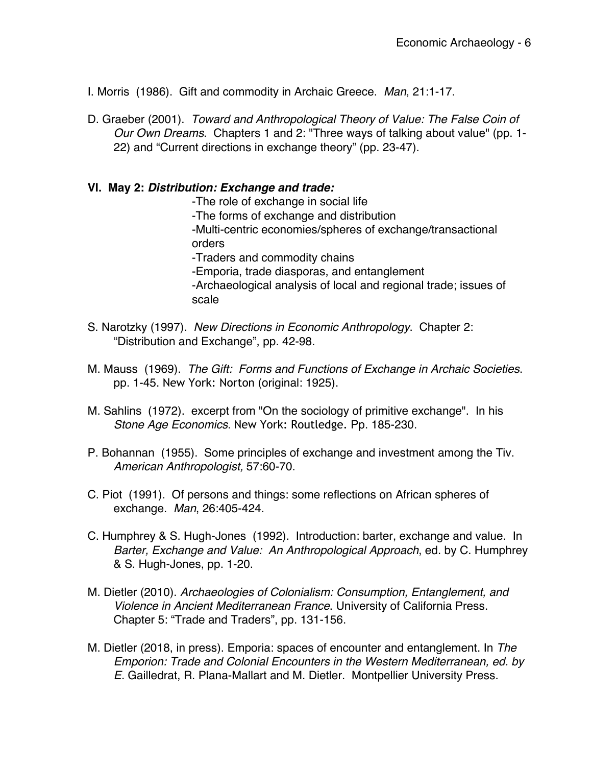I. Morris (1986). Gift and commodity in Archaic Greece. *Man*, 21:1-17.

D. Graeber (2001). *Toward and Anthropological Theory of Value: The False Coin of Our Own Dreams*. Chapters 1 and 2: "Three ways of talking about value" (pp. 1-22) and "Current directions in exchange theory" (pp. 23-47).

**VI. May 2: *Distribution: Exchange and trade:***

- -The role of exchange in social life
- -The forms of exchange and distribution
- -Multi-centric economies/spheres of exchange/transactional orders
- -Traders and commodity chains
- -Emporia, trade diasporas, and entanglement
- -Archaeological analysis of local and regional trade; issues of scale

S. Narotzky (1997). *New Directions in Economic Anthropology*. Chapter 2: "Distribution and Exchange", pp. 42-98.

M. Mauss (1969). *The Gift: Forms and Functions of Exchange in Archaic Societies*. pp. 1-45. New York: Norton (original: 1925).

M. Sahlins (1972). excerpt from "On the sociology of primitive exchange". In his *Stone Age Economics*. New York: Routledge. Pp. 185-230.

P. Bohannan (1955). Some principles of exchange and investment among the Tiv. *American Anthropologist,* 57:60-70.

C. Piot (1991). Of persons and things: some reflections on African spheres of exchange. *Man*, 26:405-424.

C. Humphrey & S. Hugh-Jones (1992). Introduction: barter, exchange and value. In *Barter, Exchange and Value: An Anthropological Approach*, ed. by C. Humphrey & S. Hugh-Jones, pp. 1-20.

M. Dietler (2010). *Archaeologies of Colonialism: Consumption, Entanglement, and Violence in Ancient Mediterranean France*. University of California Press. Chapter 5: "Trade and Traders", pp. 131-156.

M. Dietler (2018, in press). Emporia: spaces of encounter and entanglement. In *The Emporion: Trade and Colonial Encounters in the Western Mediterranean, ed. by E.* Gailledrat, R. Plana-Mallart and M. Dietler. Montpellier University Press.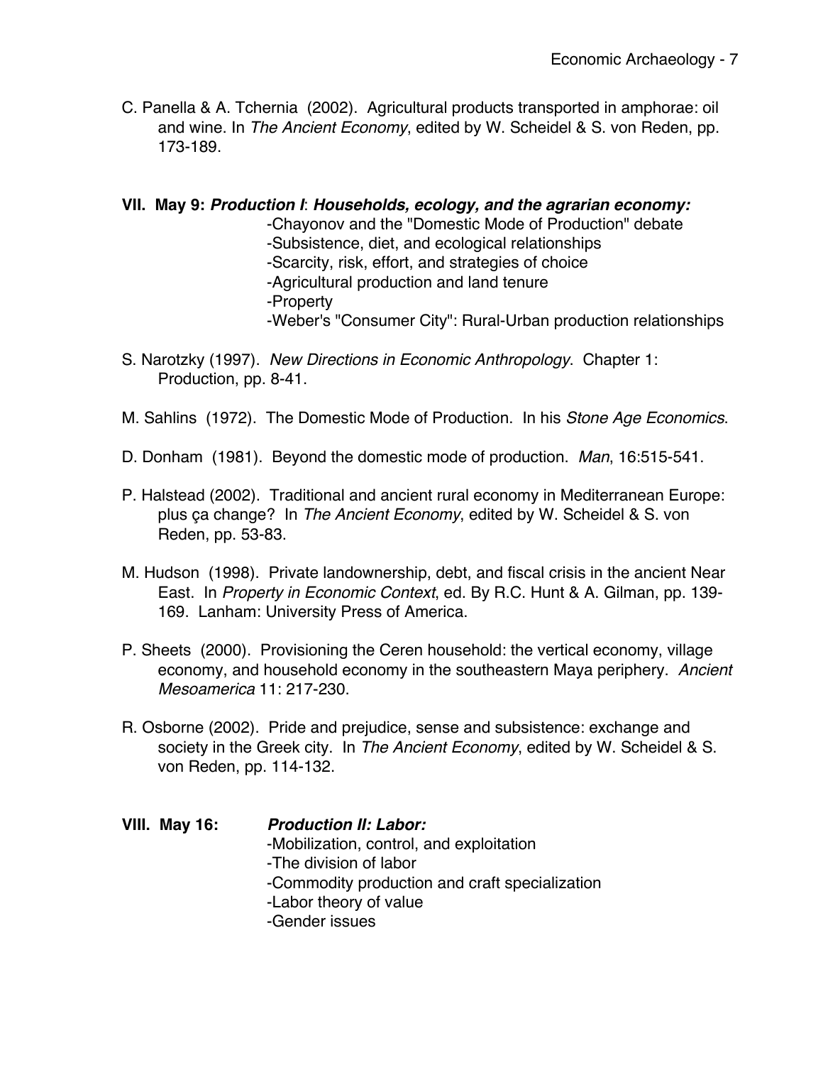C. Panella & A. Tchernia (2002). Agricultural products transported in amphorae: oil and wine. In *The Ancient Economy*, edited by W. Scheidel & S. von Reden, pp. 173-189.

**VII. May 9: *Production I*: *Households, ecology, and the agrarian economy:***

- Chayonov and the "Domestic Mode of Production" debate
- Subsistence, diet, and ecological relationships
- Scarcity, risk, effort, and strategies of choice
- Agricultural production and land tenure
- Property
- Weber's "Consumer City": Rural-Urban production relationships

S. Narotzky (1997). *New Directions in Economic Anthropology*. Chapter 1: Production, pp. 8-41.

M. Sahlins (1972). The Domestic Mode of Production. In his *Stone Age Economics*.

D. Donham (1981). Beyond the domestic mode of production. *Man*, 16:515-541.

P. Halstead (2002). Traditional and ancient rural economy in Mediterranean Europe: plus ça change? In *The Ancient Economy*, edited by W. Scheidel & S. von Reden, pp. 53-83.

M. Hudson (1998). Private landownership, debt, and fiscal crisis in the ancient Near East. In *Property in Economic Context*, ed. By R.C. Hunt & A. Gilman, pp. 139-169. Lanham: University Press of America.

P. Sheets (2000). Provisioning the Ceren household: the vertical economy, village economy, and household economy in the southeastern Maya periphery. *Ancient Mesoamerica* 11: 217-230.

R. Osborne (2002). Pride and prejudice, sense and subsistence: exchange and society in the Greek city. In *The Ancient Economy*, edited by W. Scheidel & S. von Reden, pp. 114-132.

**VIII. May 16: *Production II: Labor:***

- Mobilization, control, and exploitation
- The division of labor
- Commodity production and craft specialization
- Labor theory of value
- Gender issues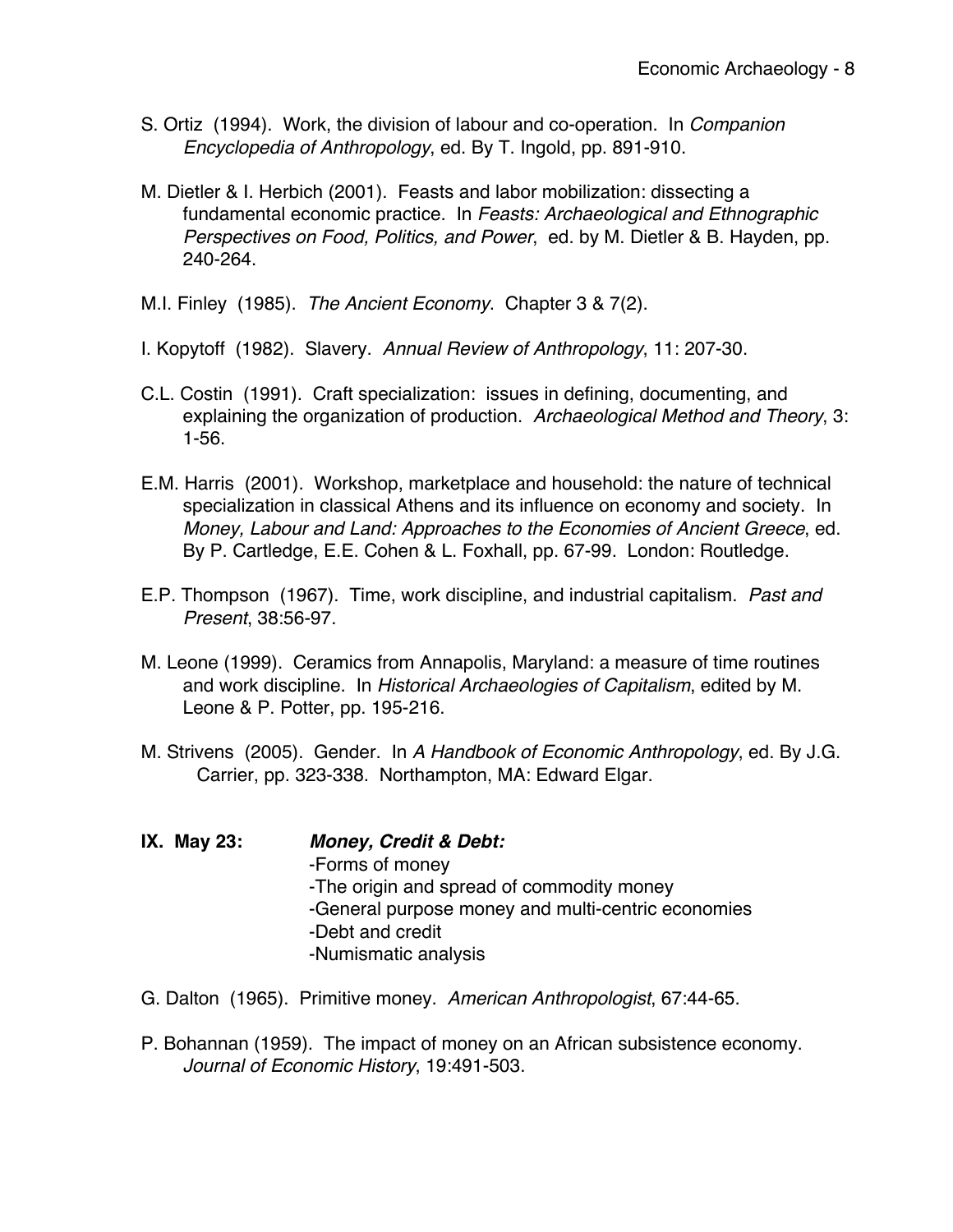S. Ortiz (1994). Work, the division of labour and co-operation. In *Companion Encyclopedia of Anthropology*, ed. By T. Ingold, pp. 891-910.

M. Dietler & I. Herbich (2001). Feasts and labor mobilization: dissecting a fundamental economic practice. In *Feasts: Archaeological and Ethnographic Perspectives on Food, Politics, and Power*, ed. by M. Dietler & B. Hayden, pp. 240-264.

M.I. Finley (1985). *The Ancient Economy*. Chapter 3 & 7(2).

I. Kopytoff (1982). Slavery. *Annual Review of Anthropology*, 11: 207-30.

C.L. Costin (1991). Craft specialization: issues in defining, documenting, and explaining the organization of production. *Archaeological Method and Theory*, 3: 1-56.

E.M. Harris (2001). Workshop, marketplace and household: the nature of technical specialization in classical Athens and its influence on economy and society. In *Money, Labour and Land: Approaches to the Economies of Ancient Greece*, ed. By P. Cartledge, E.E. Cohen & L. Foxhall, pp. 67-99. London: Routledge.

E.P. Thompson (1967). Time, work discipline, and industrial capitalism. *Past and Present*, 38:56-97.

M. Leone (1999). Ceramics from Annapolis, Maryland: a measure of time routines and work discipline. In *Historical Archaeologies of Capitalism*, edited by M. Leone & P. Potter, pp. 195-216.

M. Strivens (2005). Gender. In *A Handbook of Economic Anthropology*, ed. By J.G. Carrier, pp. 323-338. Northampton, MA: Edward Elgar.

**IX. May 23:** ***Money, Credit & Debt:***
- Forms of money
- The origin and spread of commodity money
- General purpose money and multi-centric economies
- Debt and credit
- Numismatic analysis

G. Dalton (1965). Primitive money. *American Anthropologist*, 67:44-65.

P. Bohannan (1959). The impact of money on an African subsistence economy. *Journal of Economic History*, 19:491-503.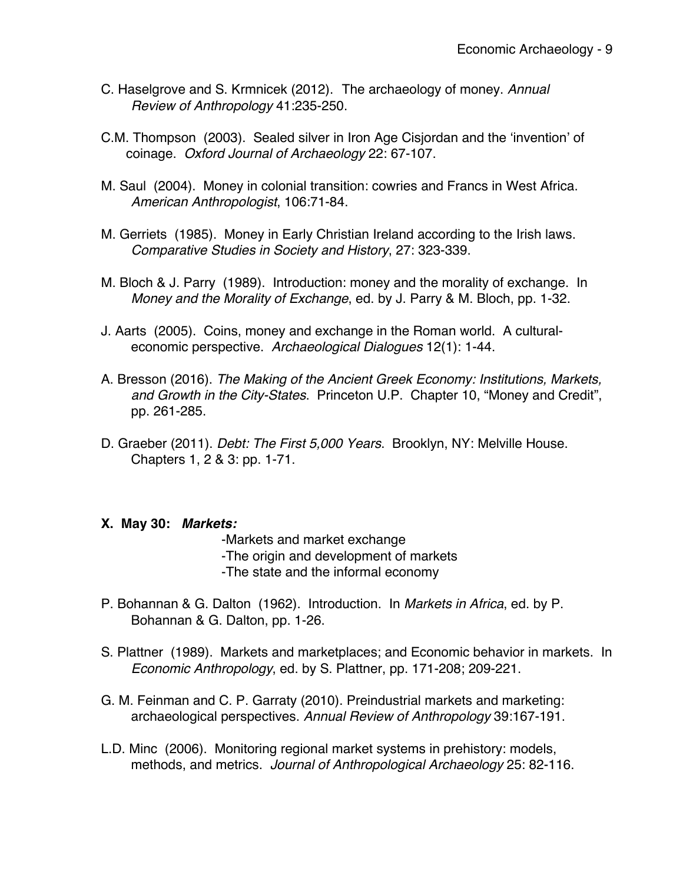C. Haselgrove and S. Krmnicek (2012). The archaeology of money. *Annual Review of Anthropology* 41:235-250.

C.M. Thompson (2003). Sealed silver in Iron Age Cisjordan and the 'invention' of coinage. *Oxford Journal of Archaeology* 22: 67-107.

M. Saul (2004). Money in colonial transition: cowries and Francs in West Africa. *American Anthropologist*, 106:71-84.

M. Gerriets (1985). Money in Early Christian Ireland according to the Irish laws. *Comparative Studies in Society and History*, 27: 323-339.

M. Bloch & J. Parry (1989). Introduction: money and the morality of exchange. In *Money and the Morality of Exchange*, ed. by J. Parry & M. Bloch, pp. 1-32.

J. Aarts (2005). Coins, money and exchange in the Roman world. A cultural-economic perspective. *Archaeological Dialogues* 12(1): 1-44.

A. Bresson (2016). *The Making of the Ancient Greek Economy: Institutions, Markets, and Growth in the City-States*. Princeton U.P. Chapter 10, "Money and Credit", pp. 261-285.

D. Graeber (2011). *Debt: The First 5,000 Years*. Brooklyn, NY: Melville House. Chapters 1, 2 & 3: pp. 1-71.

**X. May 30: *Markets:***

- Markets and market exchange
- The origin and development of markets
- The state and the informal economy

P. Bohannan & G. Dalton (1962). Introduction. In *Markets in Africa*, ed. by P. Bohannan & G. Dalton, pp. 1-26.

S. Plattner (1989). Markets and marketplaces; and Economic behavior in markets. In *Economic Anthropology*, ed. by S. Plattner, pp. 171-208; 209-221.

G. M. Feinman and C. P. Garraty (2010). Preindustrial markets and marketing: archaeological perspectives. *Annual Review of Anthropology* 39:167-191.

L.D. Minc (2006). Monitoring regional market systems in prehistory: models, methods, and metrics. *Journal of Anthropological Archaeology* 25: 82-116.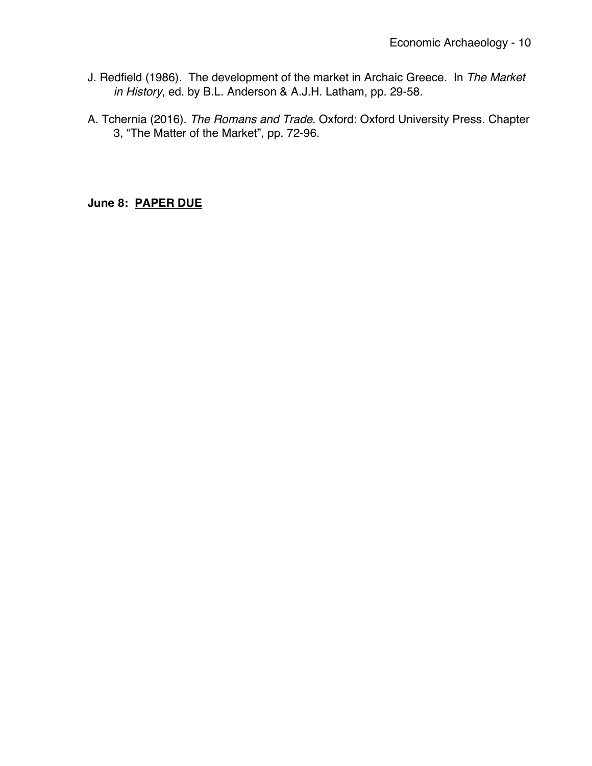J. Redfield (1986). The development of the market in Archaic Greece. In *The Market in History*, ed. by B.L. Anderson & A.J.H. Latham, pp. 29-58.

A. Tchernia (2016). *The Romans and Trade*. Oxford: Oxford University Press. Chapter 3, "The Matter of the Market", pp. 72-96.

**June 8: <u>PAPER DUE</u>**